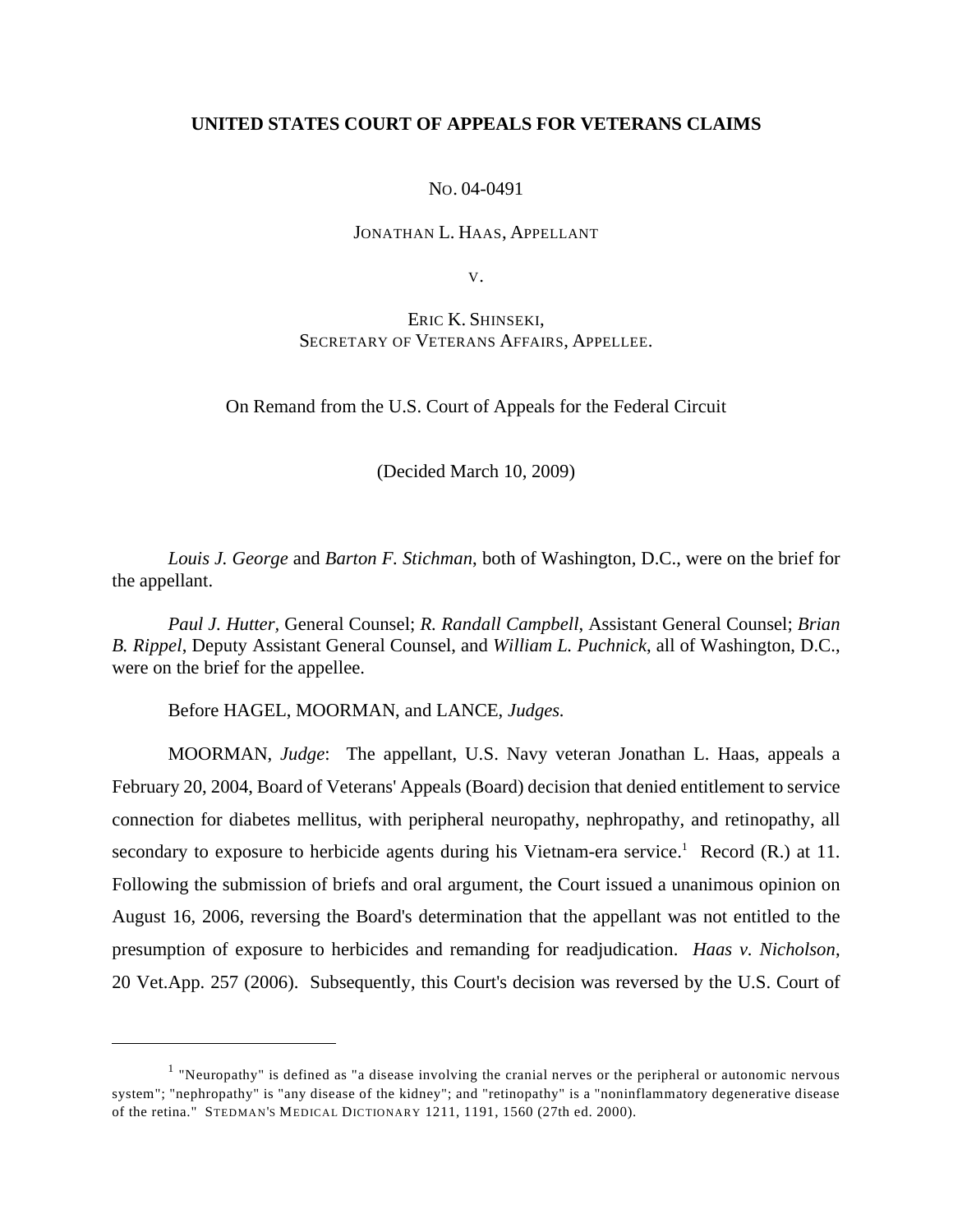**UNITED STATES COURT OF APPEALS FOR VETERANS CLAIMS**

NO. 04-0491

JONATHAN L. HAAS, APPELLANT

V.

ERIC K. SHINSEKI,
SECRETARY OF VETERANS AFFAIRS, APPELLEE.

On Remand from the U.S. Court of Appeals for the Federal Circuit

(Decided March 10, 2009)

*Louis J. George* and *Barton F. Stichman*, both of Washington, D.C., were on the brief for the appellant.

*Paul J. Hutter*, General Counsel; *R. Randall Campbell*, Assistant General Counsel; *Brian B. Rippel*, Deputy Assistant General Counsel, and *William L. Puchnick*, all of Washington, D.C., were on the brief for the appellee.

Before HAGEL, MOORMAN, and LANCE, *Judges.*

MOORMAN, *Judge*: The appellant, U.S. Navy veteran Jonathan L. Haas, appeals a February 20, 2004, Board of Veterans' Appeals (Board) decision that denied entitlement to service connection for diabetes mellitus, with peripheral neuropathy, nephropathy, and retinopathy, all secondary to exposure to herbicide agents during his Vietnam-era service.[1] Record (R.) at 11. Following the submission of briefs and oral argument, the Court issued a unanimous opinion on August 16, 2006, reversing the Board's determination that the appellant was not entitled to the presumption of exposure to herbicides and remanding for readjudication. *Haas v. Nicholson*, 20 Vet.App. 257 (2006). Subsequently, this Court's decision was reversed by the U.S. Court of

[1] "Neuropathy" is defined as "a disease involving the cranial nerves or the peripheral or autonomic nervous system"; "nephropathy" is "any disease of the kidney"; and "retinopathy" is a "noninflammatory degenerative disease of the retina." STEDMAN'S MEDICAL DICTIONARY 1211, 1191, 1560 (27th ed. 2000).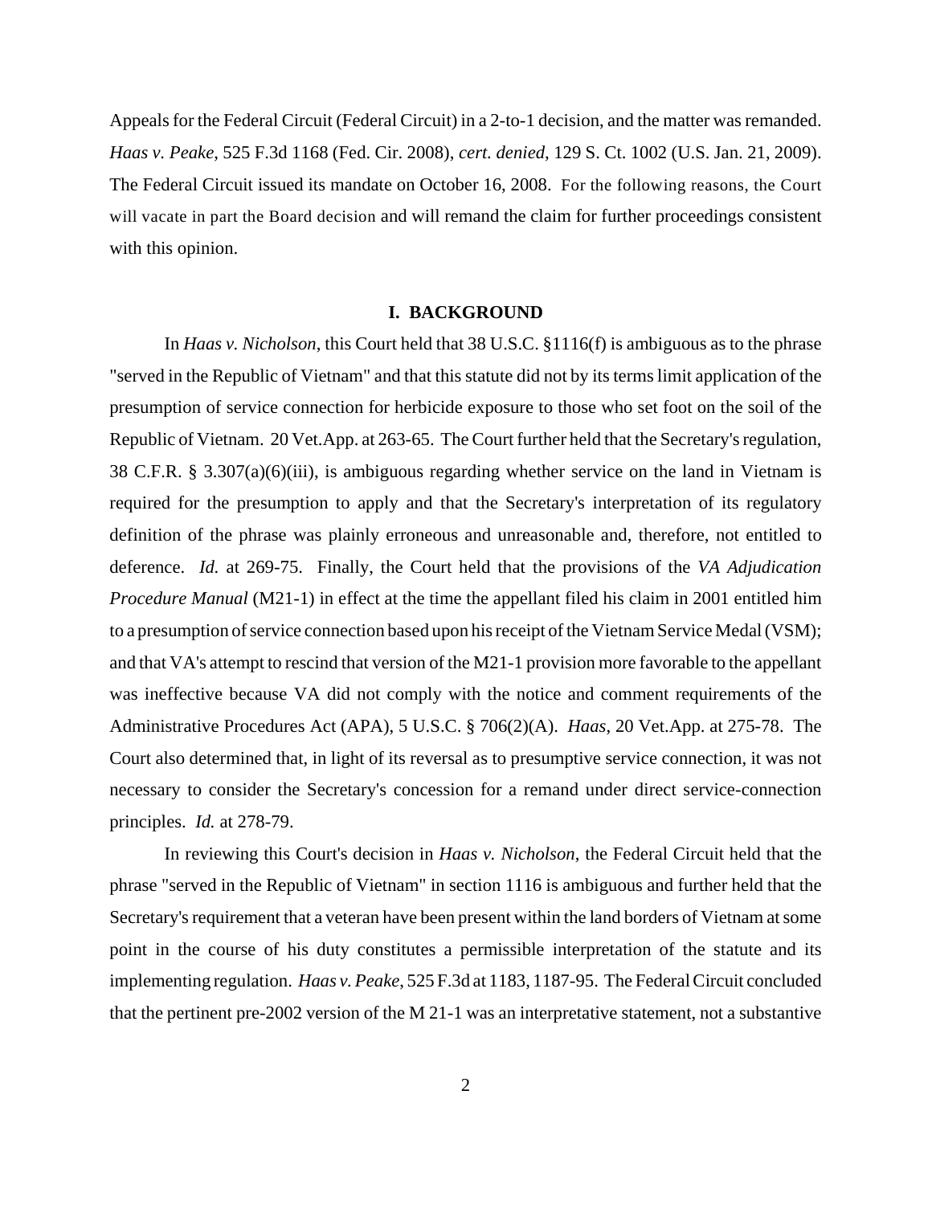Appeals for the Federal Circuit (Federal Circuit) in a 2-to-1 decision, and the matter was remanded. *Haas v. Peake*, 525 F.3d 1168 (Fed. Cir. 2008), *cert. denied*, 129 S. Ct. 1002 (U.S. Jan. 21, 2009). The Federal Circuit issued its mandate on October 16, 2008. For the following reasons, the Court will vacate in part the Board decision and will remand the claim for further proceedings consistent with this opinion.

## I. BACKGROUND

In *Haas v. Nicholson*, this Court held that 38 U.S.C. §1116(f) is ambiguous as to the phrase "served in the Republic of Vietnam" and that this statute did not by its terms limit application of the presumption of service connection for herbicide exposure to those who set foot on the soil of the Republic of Vietnam. 20 Vet.App. at 263-65. The Court further held that the Secretary's regulation, 38 C.F.R. § 3.307(a)(6)(iii), is ambiguous regarding whether service on the land in Vietnam is required for the presumption to apply and that the Secretary's interpretation of its regulatory definition of the phrase was plainly erroneous and unreasonable and, therefore, not entitled to deference. *Id.* at 269-75. Finally, the Court held that the provisions of the *VA Adjudication Procedure Manual* (M21-1) in effect at the time the appellant filed his claim in 2001 entitled him to a presumption of service connection based upon his receipt of the Vietnam Service Medal (VSM); and that VA's attempt to rescind that version of the M21-1 provision more favorable to the appellant was ineffective because VA did not comply with the notice and comment requirements of the Administrative Procedures Act (APA), 5 U.S.C. § 706(2)(A). *Haas*, 20 Vet.App. at 275-78. The Court also determined that, in light of its reversal as to presumptive service connection, it was not necessary to consider the Secretary's concession for a remand under direct service-connection principles. *Id.* at 278-79.

In reviewing this Court's decision in *Haas v. Nicholson*, the Federal Circuit held that the phrase "served in the Republic of Vietnam" in section 1116 is ambiguous and further held that the Secretary's requirement that a veteran have been present within the land borders of Vietnam at some point in the course of his duty constitutes a permissible interpretation of the statute and its implementing regulation. *Haas v. Peake*, 525 F.3d at 1183, 1187-95. The Federal Circuit concluded that the pertinent pre-2002 version of the M 21-1 was an interpretative statement, not a substantive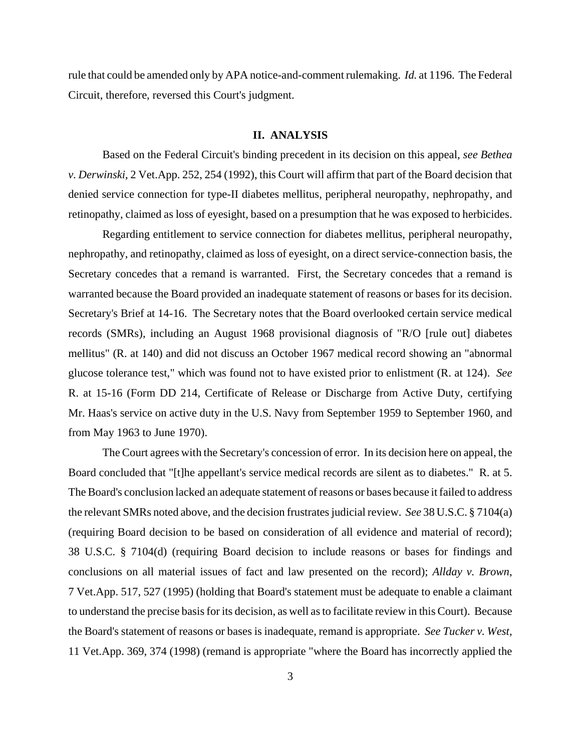rule that could be amended only by APA notice-and-comment rulemaking. *Id.* at 1196. The Federal Circuit, therefore, reversed this Court's judgment.

## II. ANALYSIS

Based on the Federal Circuit's binding precedent in its decision on this appeal, *see Bethea v. Derwinski*, 2 Vet.App. 252, 254 (1992), this Court will affirm that part of the Board decision that denied service connection for type-II diabetes mellitus, peripheral neuropathy, nephropathy, and retinopathy, claimed as loss of eyesight, based on a presumption that he was exposed to herbicides.

Regarding entitlement to service connection for diabetes mellitus, peripheral neuropathy, nephropathy, and retinopathy, claimed as loss of eyesight, on a direct service-connection basis, the Secretary concedes that a remand is warranted. First, the Secretary concedes that a remand is warranted because the Board provided an inadequate statement of reasons or bases for its decision. Secretary's Brief at 14-16. The Secretary notes that the Board overlooked certain service medical records (SMRs), including an August 1968 provisional diagnosis of "R/O [rule out] diabetes mellitus" (R. at 140) and did not discuss an October 1967 medical record showing an "abnormal glucose tolerance test," which was found not to have existed prior to enlistment (R. at 124). *See* R. at 15-16 (Form DD 214, Certificate of Release or Discharge from Active Duty, certifying Mr. Haas's service on active duty in the U.S. Navy from September 1959 to September 1960, and from May 1963 to June 1970).

The Court agrees with the Secretary's concession of error. In its decision here on appeal, the Board concluded that "[t]he appellant's service medical records are silent as to diabetes." R. at 5. The Board's conclusion lacked an adequate statement of reasons or bases because it failed to address the relevant SMRs noted above, and the decision frustrates judicial review. *See* 38 U.S.C. § 7104(a) (requiring Board decision to be based on consideration of all evidence and material of record); 38 U.S.C. § 7104(d) (requiring Board decision to include reasons or bases for findings and conclusions on all material issues of fact and law presented on the record); *Allday v. Brown*, 7 Vet.App. 517, 527 (1995) (holding that Board's statement must be adequate to enable a claimant to understand the precise basis for its decision, as well as to facilitate review in this Court). Because the Board's statement of reasons or bases is inadequate, remand is appropriate. *See Tucker v. West*, 11 Vet.App. 369, 374 (1998) (remand is appropriate "where the Board has incorrectly applied the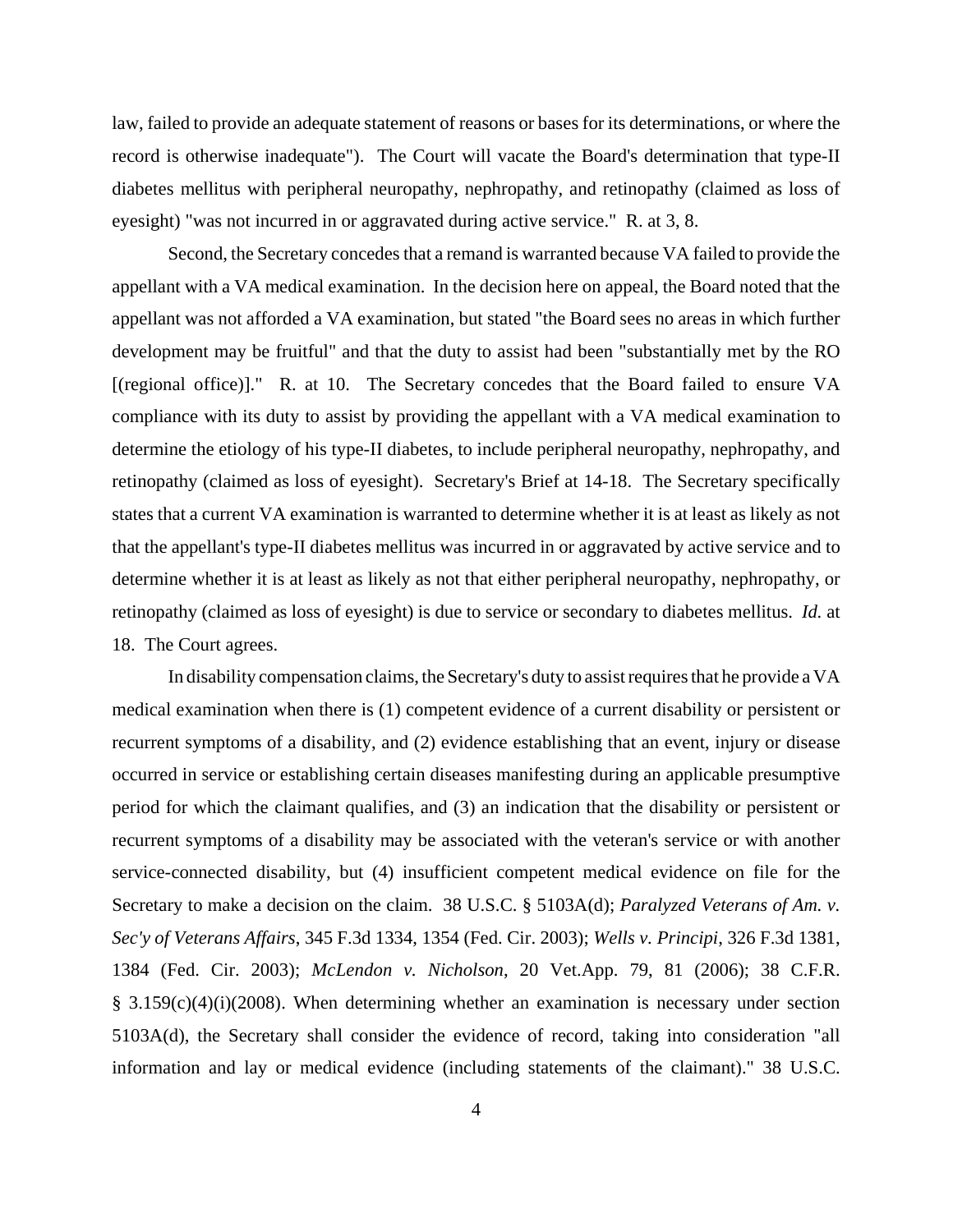law, failed to provide an adequate statement of reasons or bases for its determinations, or where the record is otherwise inadequate"). The Court will vacate the Board's determination that type-II diabetes mellitus with peripheral neuropathy, nephropathy, and retinopathy (claimed as loss of eyesight) "was not incurred in or aggravated during active service." R. at 3, 8.

Second, the Secretary concedes that a remand is warranted because VA failed to provide the appellant with a VA medical examination. In the decision here on appeal, the Board noted that the appellant was not afforded a VA examination, but stated "the Board sees no areas in which further development may be fruitful" and that the duty to assist had been "substantially met by the RO [(regional office)]." R. at 10. The Secretary concedes that the Board failed to ensure VA compliance with its duty to assist by providing the appellant with a VA medical examination to determine the etiology of his type-II diabetes, to include peripheral neuropathy, nephropathy, and retinopathy (claimed as loss of eyesight). Secretary's Brief at 14-18. The Secretary specifically states that a current VA examination is warranted to determine whether it is at least as likely as not that the appellant's type-II diabetes mellitus was incurred in or aggravated by active service and to determine whether it is at least as likely as not that either peripheral neuropathy, nephropathy, or retinopathy (claimed as loss of eyesight) is due to service or secondary to diabetes mellitus. *Id.* at 18. The Court agrees.

In disability compensation claims, the Secretary's duty to assist requires that he provide a VA medical examination when there is (1) competent evidence of a current disability or persistent or recurrent symptoms of a disability, and (2) evidence establishing that an event, injury or disease occurred in service or establishing certain diseases manifesting during an applicable presumptive period for which the claimant qualifies, and (3) an indication that the disability or persistent or recurrent symptoms of a disability may be associated with the veteran's service or with another service-connected disability, but (4) insufficient competent medical evidence on file for the Secretary to make a decision on the claim. 38 U.S.C. § 5103A(d); *Paralyzed Veterans of Am. v. Sec'y of Veterans Affairs*, 345 F.3d 1334, 1354 (Fed. Cir. 2003); *Wells v. Principi*, 326 F.3d 1381, 1384 (Fed. Cir. 2003); *McLendon v. Nicholson*, 20 Vet.App. 79, 81 (2006); 38 C.F.R. § 3.159(c)(4)(i)(2008). When determining whether an examination is necessary under section 5103A(d), the Secretary shall consider the evidence of record, taking into consideration "all information and lay or medical evidence (including statements of the claimant)." 38 U.S.C.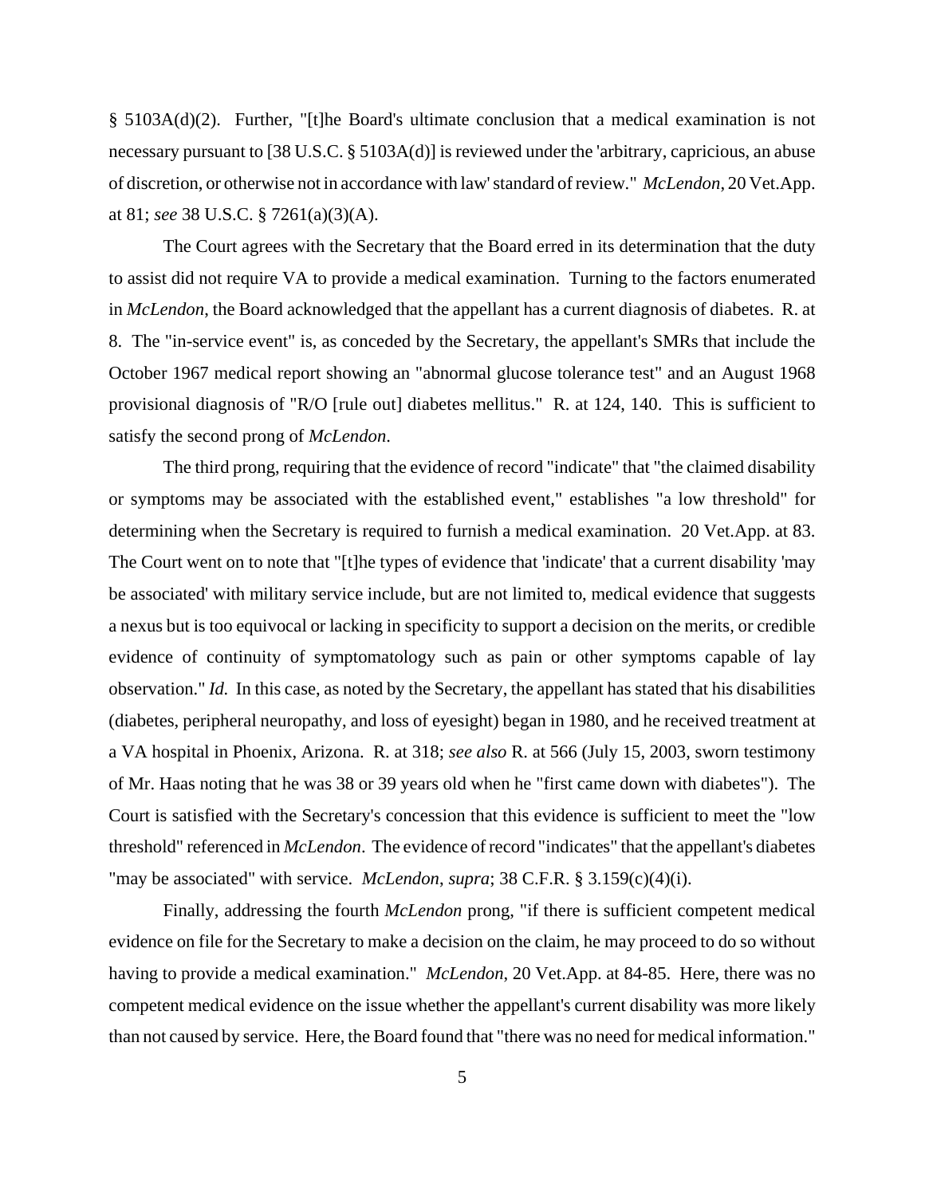§ 5103A(d)(2). Further, "[t]he Board's ultimate conclusion that a medical examination is not necessary pursuant to [38 U.S.C. § 5103A(d)] is reviewed under the 'arbitrary, capricious, an abuse of discretion, or otherwise not in accordance with law' standard of review." *McLendon*, 20 Vet.App. at 81; *see* 38 U.S.C. § 7261(a)(3)(A).

The Court agrees with the Secretary that the Board erred in its determination that the duty to assist did not require VA to provide a medical examination. Turning to the factors enumerated in *McLendon*, the Board acknowledged that the appellant has a current diagnosis of diabetes. R. at 8. The "in-service event" is, as conceded by the Secretary, the appellant's SMRs that include the October 1967 medical report showing an "abnormal glucose tolerance test" and an August 1968 provisional diagnosis of "R/O [rule out] diabetes mellitus." R. at 124, 140. This is sufficient to satisfy the second prong of *McLendon*.

The third prong, requiring that the evidence of record "indicate" that "the claimed disability or symptoms may be associated with the established event," establishes "a low threshold" for determining when the Secretary is required to furnish a medical examination. 20 Vet.App. at 83. The Court went on to note that "[t]he types of evidence that 'indicate' that a current disability 'may be associated' with military service include, but are not limited to, medical evidence that suggests a nexus but is too equivocal or lacking in specificity to support a decision on the merits, or credible evidence of continuity of symptomatology such as pain or other symptoms capable of lay observation." *Id.* In this case, as noted by the Secretary, the appellant has stated that his disabilities (diabetes, peripheral neuropathy, and loss of eyesight) began in 1980, and he received treatment at a VA hospital in Phoenix, Arizona. R. at 318; *see also* R. at 566 (July 15, 2003, sworn testimony of Mr. Haas noting that he was 38 or 39 years old when he "first came down with diabetes"). The Court is satisfied with the Secretary's concession that this evidence is sufficient to meet the "low threshold" referenced in *McLendon*. The evidence of record "indicates" that the appellant's diabetes "may be associated" with service. *McLendon*, *supra*; 38 C.F.R. § 3.159(c)(4)(i).

Finally, addressing the fourth *McLendon* prong, "if there is sufficient competent medical evidence on file for the Secretary to make a decision on the claim, he may proceed to do so without having to provide a medical examination." *McLendon*, 20 Vet.App. at 84-85. Here, there was no competent medical evidence on the issue whether the appellant's current disability was more likely than not caused by service. Here, the Board found that "there was no need for medical information."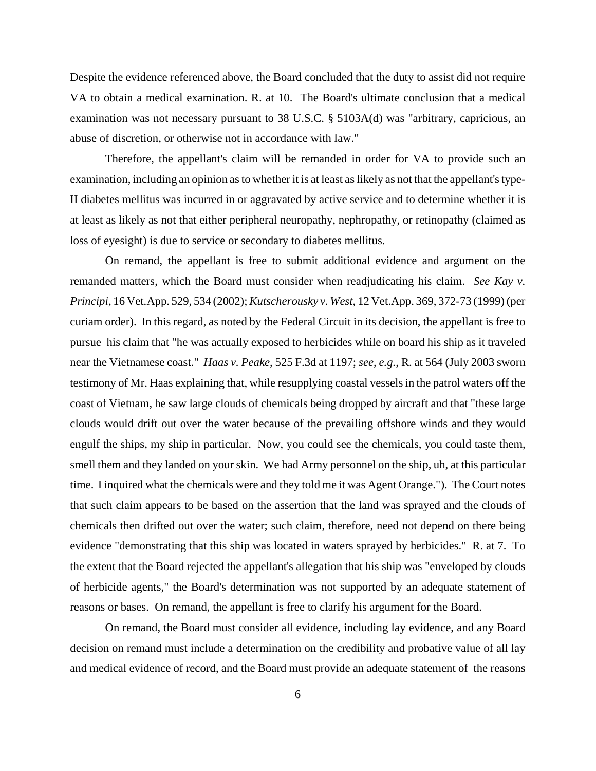Despite the evidence referenced above, the Board concluded that the duty to assist did not require VA to obtain a medical examination. R. at 10. The Board's ultimate conclusion that a medical examination was not necessary pursuant to 38 U.S.C. § 5103A(d) was "arbitrary, capricious, an abuse of discretion, or otherwise not in accordance with law."

Therefore, the appellant's claim will be remanded in order for VA to provide such an examination, including an opinion as to whether it is at least as likely as not that the appellant's type-II diabetes mellitus was incurred in or aggravated by active service and to determine whether it is at least as likely as not that either peripheral neuropathy, nephropathy, or retinopathy (claimed as loss of eyesight) is due to service or secondary to diabetes mellitus.

On remand, the appellant is free to submit additional evidence and argument on the remanded matters, which the Board must consider when readjudicating his claim. *See Kay v. Principi*, 16 Vet.App. 529, 534 (2002); *Kutscherousky v. West*, 12 Vet.App. 369, 372-73 (1999) (per curiam order). In this regard, as noted by the Federal Circuit in its decision, the appellant is free to pursue his claim that "he was actually exposed to herbicides while on board his ship as it traveled near the Vietnamese coast." *Haas v. Peake*, 525 F.3d at 1197; *see, e.g.*, R. at 564 (July 2003 sworn testimony of Mr. Haas explaining that, while resupplying coastal vessels in the patrol waters off the coast of Vietnam, he saw large clouds of chemicals being dropped by aircraft and that "these large clouds would drift out over the water because of the prevailing offshore winds and they would engulf the ships, my ship in particular. Now, you could see the chemicals, you could taste them, smell them and they landed on your skin. We had Army personnel on the ship, uh, at this particular time. I inquired what the chemicals were and they told me it was Agent Orange."). The Court notes that such claim appears to be based on the assertion that the land was sprayed and the clouds of chemicals then drifted out over the water; such claim, therefore, need not depend on there being evidence "demonstrating that this ship was located in waters sprayed by herbicides." R. at 7. To the extent that the Board rejected the appellant's allegation that his ship was "enveloped by clouds of herbicide agents," the Board's determination was not supported by an adequate statement of reasons or bases. On remand, the appellant is free to clarify his argument for the Board.

On remand, the Board must consider all evidence, including lay evidence, and any Board decision on remand must include a determination on the credibility and probative value of all lay and medical evidence of record, and the Board must provide an adequate statement of the reasons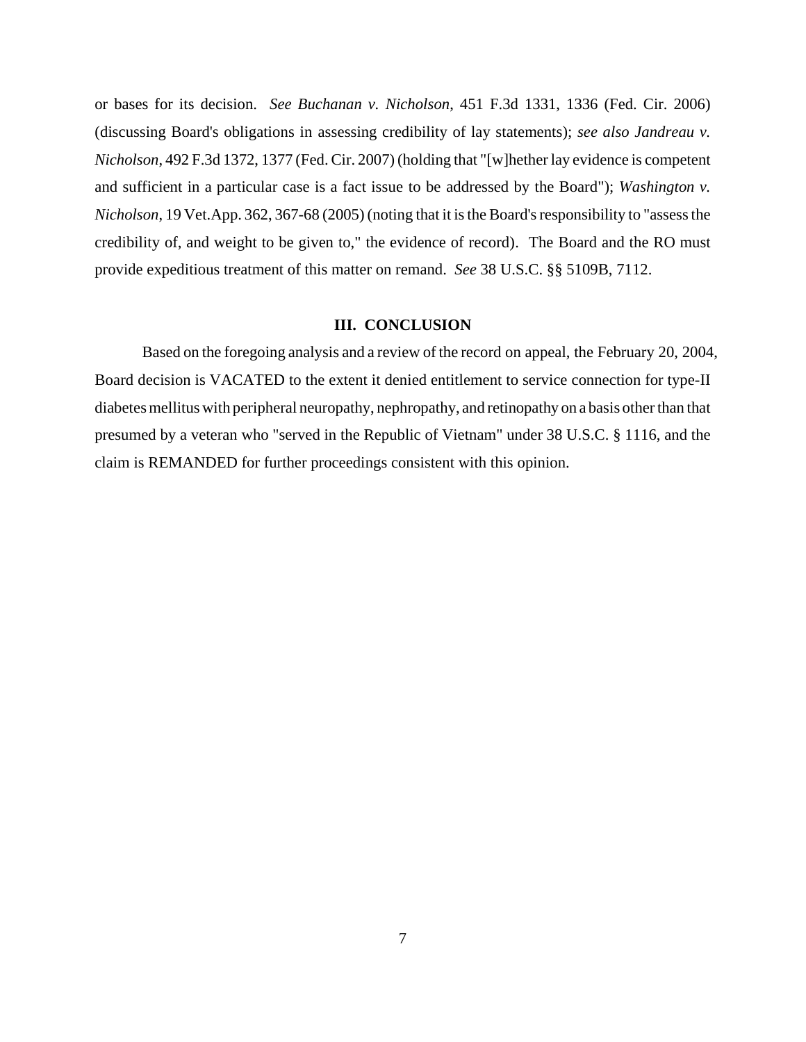or bases for its decision. *See Buchanan v. Nicholson*, 451 F.3d 1331, 1336 (Fed. Cir. 2006) (discussing Board's obligations in assessing credibility of lay statements); *see also Jandreau v. Nicholson*, 492 F.3d 1372, 1377 (Fed. Cir. 2007) (holding that "[w]hether lay evidence is competent and sufficient in a particular case is a fact issue to be addressed by the Board"); *Washington v. Nicholson*, 19 Vet.App. 362, 367-68 (2005) (noting that it is the Board's responsibility to "assess the credibility of, and weight to be given to," the evidence of record). The Board and the RO must provide expeditious treatment of this matter on remand. *See* 38 U.S.C. §§ 5109B, 7112.

## III. CONCLUSION

Based on the foregoing analysis and a review of the record on appeal, the February 20, 2004, Board decision is VACATED to the extent it denied entitlement to service connection for type-II diabetes mellitus with peripheral neuropathy, nephropathy, and retinopathy on a basis other than that presumed by a veteran who "served in the Republic of Vietnam" under 38 U.S.C. § 1116, and the claim is REMANDED for further proceedings consistent with this opinion.